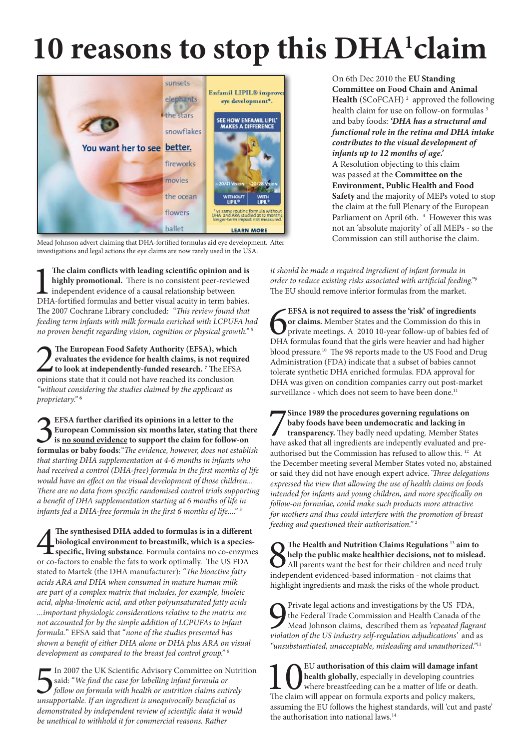# 10 reasons to stop this DHA[1] claim

Mead Johnson advert claiming that DHA-fortified formulas aid eye development. After investigations and legal actions the eye claims are now rarely used in the USA.

On 6th Dec 2010 the **EU Standing Committee on Food Chain and Animal Health** (SCoFCAH)[2] approved the following health claim for use on follow-on formulas[3] and baby foods: ***'DHA has a structural and functional role in the retina and DHA intake contributes to the visual development of infants up to 12 months of age.'***

A Resolution objecting to this claim was passed at the **Committee on the Environment, Public Health and Food Safety** and the majority of MEPs voted to stop the claim at the full Plenary of the European Parliament on April 6th.[4] However this was not an 'absolute majority' of all MEPs - so the Commission can still authorise the claim.

**1 The claim conflicts with leading scientific opinion and is highly promotional.** There is no consistent peer-reviewed independent evidence of a causal relationship between DHA-fortified formulas and better visual acuity in term babies. The 2007 Cochrane Library concluded: *"This review found that feeding term infants with milk formula enriched with LCPUFA had no proven benefit regarding vision, cognition or physical growth."*[5]

**2 The European Food Safety Authority (EFSA), which evaluates the evidence for health claims, is not required to look at independently-funded research.**[7] The EFSA opinions state that it could not have reached its conclusion *"without considering the studies claimed by the applicant as proprietary."*[6]

**3 EFSA further clarified its opinions in a letter to the European Commission six months later, stating that there is no sound evidence to support the claim for follow-on formulas or baby foods**: *"The evidence, however, does not establish that starting DHA supplementation at 4-6 months in infants who had received a control (DHA-free) formula in the first months of life would have an effect on the visual development of those children... There are no data from specific randomised control trials supporting a benefit of DHA supplementation starting at 6 months of life in infants fed a DHA-free formula in the first 6 months of life...."*[8]

**4 The synthesised DHA added to formulas is in a different biological environment to breastmilk, which is a species-specific, living substance**. Formula contains no co-enzymes or co-factors to enable the fats to work optimally. The US FDA stated to Martek (the DHA manufacturer): *"The bioactive fatty acids ARA and DHA when consumed in mature human milk are part of a complex matrix that includes, for example, linoleic acid, alpha-linolenic acid, and other polyunsaturated fatty acids ...important physiologic considerations relative to the matrix are not accounted for by the simple addition of LCPUFAs to infant formula."* EFSA said that *"none of the studies presented has shown a benefit of either DHA alone or DHA plus ARA on visual development as compared to the breast fed control group."*[6]

**5** In 2007 the UK Scientific Advisory Committee on Nutrition said: *"We find the case for labelling infant formula or follow on formula with health or nutrition claims entirely unsupportable. If an ingredient is unequivocally beneficial as demonstrated by independent review of scientific data it would be unethical to withhold it for commercial reasons. Rather it should be made a required ingredient of infant formula in order to reduce existing risks associated with artificial feeding."*[9] The EU should remove inferior formulas from the market.

**6 EFSA is not required to assess the 'risk' of ingredients or claims.** Member States and the Commission do this in private meetings. A 2010 10-year follow-up of babies fed of DHA formulas found that the girls were heavier and had higher blood pressure.[10] The 98 reports made to the US Food and Drug Administration (FDA) indicate that a subset of babies cannot tolerate synthetic DHA enriched formulas. FDA approval for DHA was given on condition companies carry out post-market surveillance - which does not seem to have been done.[11]

**7 Since 1989 the procedures governing regulations on baby foods have been undemocratic and lacking in transparency.** They badly need updating. Member States have asked that all ingredients are indepently evaluated and pre-authorised but the Commission has refused to allow this.[12] At the December meeting several Member States voted no, abstained or said they did not have enough expert advice. *"Three delegations expressed the view that allowing the use of health claims on foods intended for infants and young children, and more specifically on follow-on formulae, could make such products more attractive for mothers and thus could interfere with the promotion of breast feeding and questioned their authorisation."*[2]

**8 The Health and Nutrition Claims Regulations**[13] **aim to help the public make healthier decisions, not to mislead.** All parents want the best for their children and need truly independent evidenced-based information - not claims that highlight ingredients and mask the risks of the whole product.

**9** Private legal actions and investigations by the US FDA, the Federal Trade Commission and Health Canada of the Mead Johnson claims, described them as *'repeated flagrant violation of the US industry self-regulation adjudications'* and as *"unsubstantiated, unacceptable, misleading and unauthorized."*[11]

**10** EU **authorisation of this claim will damage infant health globally**, especially in developing countries where breastfeeding can be a matter of life or death. The claim will appear on formula exports and policy makers, assuming the EU follows the highest standards, will 'cut and paste' the authorisation into national laws.[14]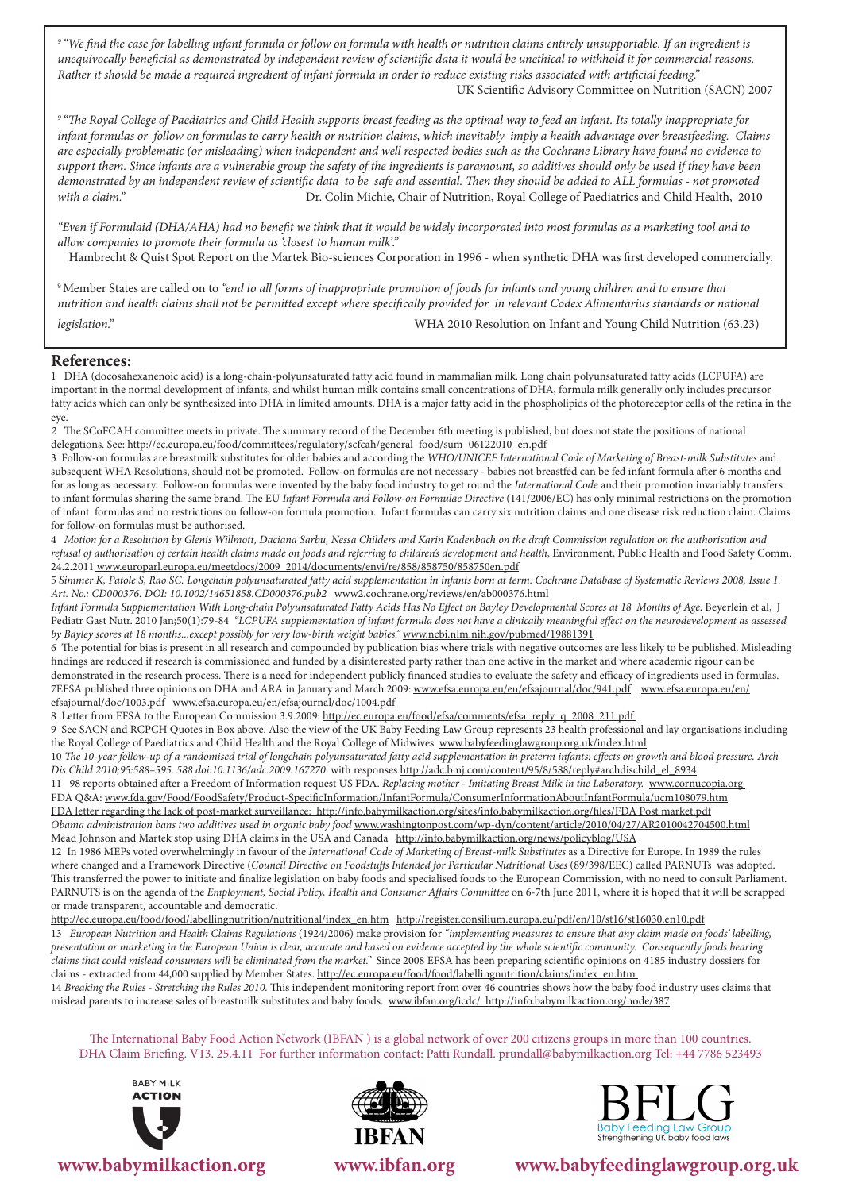[9] *"We find the case for labelling infant formula or follow on formula with health or nutrition claims entirely unsupportable. If an ingredient is unequivocally beneficial as demonstrated by independent review of scientific data it would be unethical to withhold it for commercial reasons. Rather it should be made a required ingredient of infant formula in order to reduce existing risks associated with artificial feeding."*
UK Scientific Advisory Committee on Nutrition (SACN) 2007

[9] *"The Royal College of Paediatrics and Child Health supports breast feeding as the optimal way to feed an infant. Its totally inappropriate for infant formulas or follow on formulas to carry health or nutrition claims, which inevitably imply a health advantage over breastfeeding. Claims are especially problematic (or misleading) when independent and well respected bodies such as the Cochrane Library have found no evidence to support them. Since infants are a vulnerable group the safety of the ingredients is paramount, so additives should only be used if they have been demonstrated by an independent review of scientific data to be safe and essential. Then they should be added to ALL formulas - not promoted with a claim."*
Dr. Colin Michie, Chair of Nutrition, Royal College of Paediatrics and Child Health, 2010

*"Even if Formulaid (DHA/AHA) had no benefit we think that it would be widely incorporated into most formulas as a marketing tool and to allow companies to promote their formula as 'closest to human milk'."*
Hambrecht & Quist Spot Report on the Martek Bio-sciences Corporation in 1996 - when synthetic DHA was first developed commercially.

[9] Member States are called on to *"end to all forms of inappropriate promotion of foods for infants and young children and to ensure that nutrition and health claims shall not be permitted except where specifically provided for in relevant Codex Alimentarius standards or national legislation."*
WHA 2010 Resolution on Infant and Young Child Nutrition (63.23)

## References:

1 DHA (docosahexanenoic acid) is a long-chain-polyunsaturated fatty acid found in mammalian milk. Long chain polyunsaturated fatty acids (LCPUFA) are important in the normal development of infants, and whilst human milk contains small concentrations of DHA, formula milk generally only includes precursor fatty acids which can only be synthesized into DHA in limited amounts. DHA is a major fatty acid in the phospholipids of the photoreceptor cells of the retina in the eye.

2 The SCoFCAH committee meets in private. The summary record of the December 6th meeting is published, but does not state the positions of national delegations. See: http://ec.europa.eu/food/committees/regulatory/scfcah/general_food/sum_06122010_en.pdf

3 Follow-on formulas are breastmilk substitutes for older babies and according the *WHO/UNICEF International Code of Marketing of Breast-milk Substitutes* and subsequent WHA Resolutions, should not be promoted. Follow-on formulas are not necessary - babies not breastfed can be fed infant formula after 6 months and for as long as necessary. Follow-on formulas were invented by the baby food industry to get round the *International Code* and their promotion invariably transfers to infant formulas sharing the same brand. The EU *Infant Formula and Follow-on Formulae Directive* (141/2006/EC) has only minimal restrictions on the promotion of infant formulas and no restrictions on follow-on formula promotion. Infant formulas can carry six nutrition claims and one disease risk reduction claim. Claims for follow-on formulas must be authorised.

4 *Motion for a Resolution by Glenis Willmott, Daciana Sarbu, Nessa Childers and Karin Kadenbach on the draft Commission regulation on the authorisation and refusal of authorisation of certain health claims made on foods and referring to children's development and health*, Environment, Public Health and Food Safety Comm. 24.2.2011 www.europarl.europa.eu/meetdocs/2009_2014/documents/envi/re/858/858750/858750en.pdf

5 *Simmer K, Patole S, Rao SC. Longchain polyunsaturated fatty acid supplementation in infants born at term. Cochrane Database of Systematic Reviews 2008, Issue 1. Art. No.: CD000376. DOI: 10.1002/14651858.CD000376.pub2* www2.cochrane.org/reviews/en/ab000376.html
*Infant Formula Supplementation With Long-chain Polyunsaturated Fatty Acids Has No Effect on Bayley Developmental Scores at 18 Months of Age*. Beyerlein et al, J Pediatr Gast Nutr. 2010 Jan;50(1):79-84 *"LCPUFA supplementation of infant formula does not have a clinically meaningful effect on the neurodevelopment as assessed by Bayley scores at 18 months...except possibly for very low-birth weight babies."* www.ncbi.nlm.nih.gov/pubmed/19881391

6 The potential for bias is present in all research and compounded by publication bias where trials with negative outcomes are less likely to be published. Misleading findings are reduced if research is commissioned and funded by a disinterested party rather than one active in the market and where academic rigour can be demonstrated in the research process. There is a need for independent publicly financed studies to evaluate the safety and efficacy of ingredients used in formulas.
7EFSA published three opinions on DHA and ARA in January and March 2009: www.efsa.europa.eu/en/efsajournal/doc/941.pdf www.efsa.europa.eu/en/efsajournal/doc/1003.pdf www.efsa.europa.eu/en/efsajournal/doc/1004.pdf

8 Letter from EFSA to the European Commission 3.9.2009: http://ec.europa.eu/food/efsa/comments/efsa_reply_q_2008_211.pdf

9 See SACN and RCPCH Quotes in Box above. Also the view of the UK Baby Feeding Law Group represents 23 health professional and lay organisations including the Royal College of Paediatrics and Child Health and the Royal College of Midwives www.babyfeedinglawgroup.org.uk/index.html

10 *The 10-year follow-up of a randomised trial of longchain polyunsaturated fatty acid supplementation in preterm infants: effects on growth and blood pressure. Arch Dis Child 2010;95:588–595. 588 doi:10.1136/adc.2009.167270* with responses http://adc.bmj.com/content/95/8/588/reply#archdischild_el_8934

11 98 reports obtained after a Freedom of Information request US FDA. *Replacing mother - Imitating Breast Milk in the Laboratory.* www.cornucopia.org
FDA Q&A: www.fda.gov/Food/FoodSafety/Product-SpecificInformation/InfantFormula/ConsumerInformationAboutInfantFormula/ucm108079.htm
FDA letter regarding the lack of post-market surveillance: http://info.babymilkaction.org/sites/info.babymilkaction.org/files/FDA Post market.pdf
*Obama administration bans two additives used in organic baby food* www.washingtonpost.com/wp-dyn/content/article/2010/04/27/AR2010042704500.html
Mead Johnson and Martek stop using DHA claims in the USA and Canada http://info.babymilkaction.org/news/policyblog/USA

12 In 1986 MEPs voted overwhelmingly in favour of the *International Code of Marketing of Breast-milk Substitutes* as a Directive for Europe. In 1989 the rules where changed and a Framework Directive (*Council Directive on Foodstuffs Intended for Particular Nutritional Uses* (89/398/EEC) called PARNUTs was adopted. This transferred the power to initiate and finalize legislation on baby foods and specialised foods to the European Commission, with no need to consult Parliament. PARNUTS is on the agenda of the *Employment, Social Policy, Health and Consumer Affairs Committee* on 6-7th June 2011, where it is hoped that it will be scrapped or made transparent, accountable and democratic.
http://ec.europa.eu/food/food/labellingnutrition/nutritional/index_en.htm http://register.consilium.europa.eu/pdf/en/10/st16/st16030.en10.pdf

13 *European Nutrition and Health Claims Regulations* (1924/2006) make provision for *"implementing measures to ensure that any claim made on foods' labelling, presentation or marketing in the European Union is clear, accurate and based on evidence accepted by the whole scientific community. Consequently foods bearing claims that could mislead consumers will be eliminated from the market."* Since 2008 EFSA has been preparing scientific opinions on 4185 industry dossiers for claims - extracted from 44,000 supplied by Member States. http://ec.europa.eu/food/food/labellingnutrition/claims/index_en.htm

14 *Breaking the Rules - Stretching the Rules 2010.* This independent monitoring report from over 46 countries shows how the baby food industry uses claims that mislead parents to increase sales of breastmilk substitutes and baby foods. www.ibfan.org/icdc/ http://info.babymilkaction.org/node/387

The International Baby Food Action Network (IBFAN ) is a global network of over 200 citizens groups in more than 100 countries.
DHA Claim Briefing. V13. 25.4.11 For further information contact: Patti Rundall. prundall@babymilkaction.org Tel: +44 7786 523493

BABY MILK ACTION

IBFAN

BFLG Baby Feeding Law Group Strengthening UK baby food laws

**www.babymilkaction.org** **www.ibfan.org** **www.babyfeedinglawgroup.org.uk**